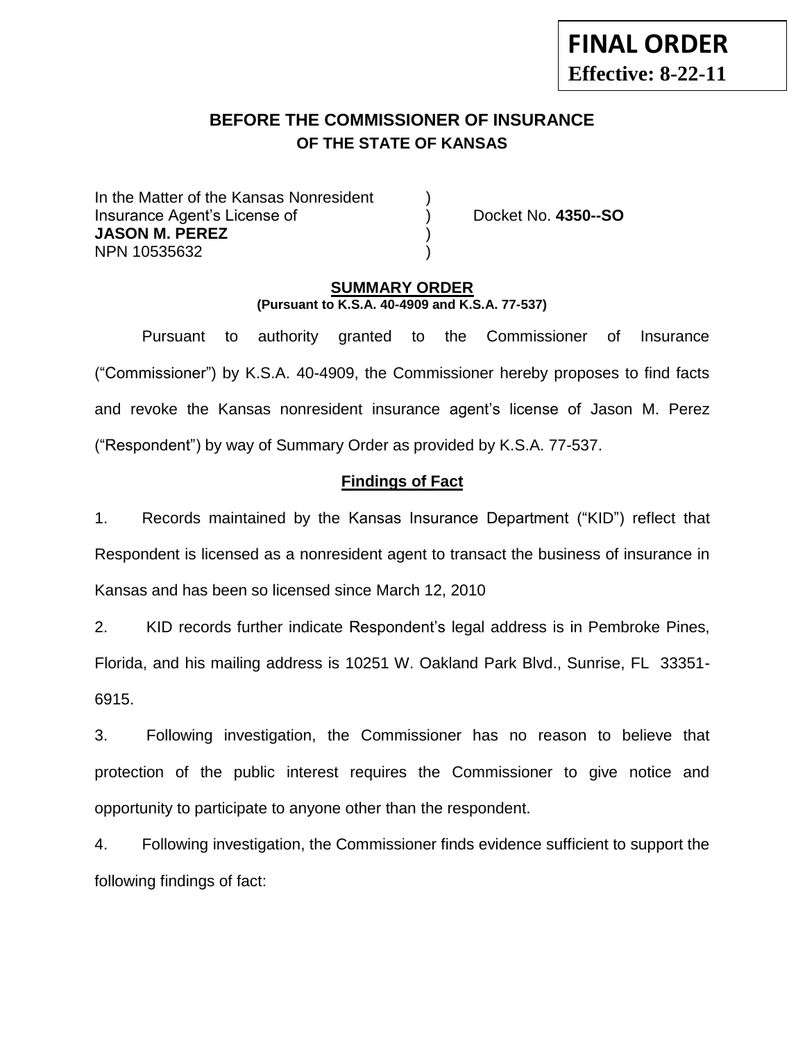**FINAL ORDER**
**Effective: 8-22-11**

# BEFORE THE COMMISSIONER OF INSURANCE
## OF THE STATE OF KANSAS

| | | |
|---|---|---|
| In the Matter of the Kansas Nonresident | ) | |
| Insurance Agent's License of | ) | Docket No. **4350--SO** |
| **JASON M. PEREZ** | ) | |
| NPN 10535632 | ) | |

**SUMMARY ORDER**
**(Pursuant to K.S.A. 40-4909 and K.S.A. 77-537)**

Pursuant to authority granted to the Commissioner of Insurance ("Commissioner") by K.S.A. 40-4909, the Commissioner hereby proposes to find facts and revoke the Kansas nonresident insurance agent's license of Jason M. Perez ("Respondent") by way of Summary Order as provided by K.S.A. 77-537.

**Findings of Fact**

1. Records maintained by the Kansas Insurance Department ("KID") reflect that Respondent is licensed as a nonresident agent to transact the business of insurance in Kansas and has been so licensed since March 12, 2010

2. KID records further indicate Respondent's legal address is in Pembroke Pines, Florida, and his mailing address is 10251 W. Oakland Park Blvd., Sunrise, FL 33351-6915.

3. Following investigation, the Commissioner has no reason to believe that protection of the public interest requires the Commissioner to give notice and opportunity to participate to anyone other than the respondent.

4. Following investigation, the Commissioner finds evidence sufficient to support the following findings of fact: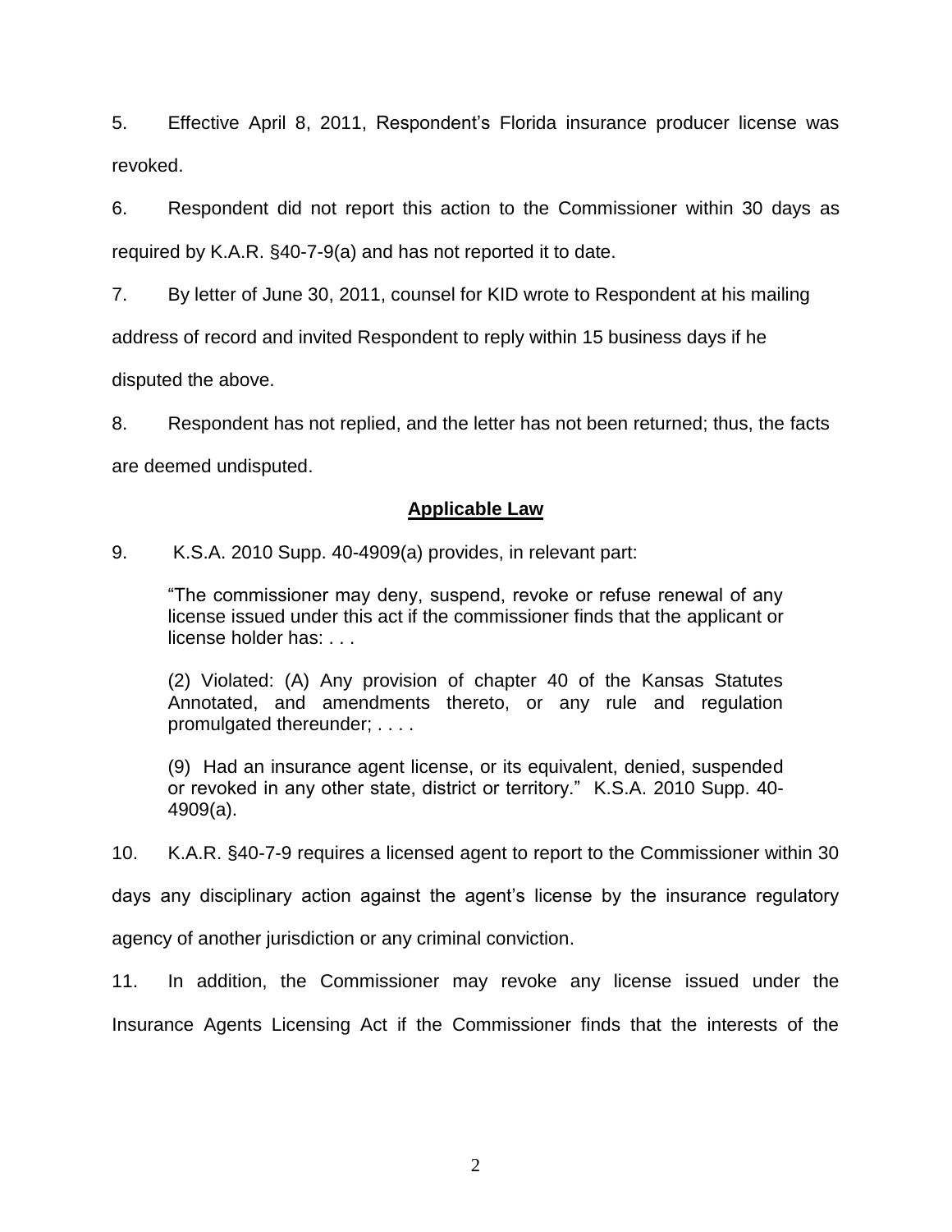5. Effective April 8, 2011, Respondent's Florida insurance producer license was revoked.

6. Respondent did not report this action to the Commissioner within 30 days as required by K.A.R. §40-7-9(a) and has not reported it to date.

7. By letter of June 30, 2011, counsel for KID wrote to Respondent at his mailing address of record and invited Respondent to reply within 15 business days if he disputed the above.

8. Respondent has not replied, and the letter has not been returned; thus, the facts are deemed undisputed.

## Applicable Law

9. K.S.A. 2010 Supp. 40-4909(a) provides, in relevant part:

> "The commissioner may deny, suspend, revoke or refuse renewal of any license issued under this act if the commissioner finds that the applicant or license holder has: . . .
>
> (2) Violated: (A) Any provision of chapter 40 of the Kansas Statutes Annotated, and amendments thereto, or any rule and regulation promulgated thereunder; . . . .
>
> (9) Had an insurance agent license, or its equivalent, denied, suspended or revoked in any other state, district or territory." K.S.A. 2010 Supp. 40-4909(a).

10. K.A.R. §40-7-9 requires a licensed agent to report to the Commissioner within 30 days any disciplinary action against the agent's license by the insurance regulatory agency of another jurisdiction or any criminal conviction.

11. In addition, the Commissioner may revoke any license issued under the Insurance Agents Licensing Act if the Commissioner finds that the interests of the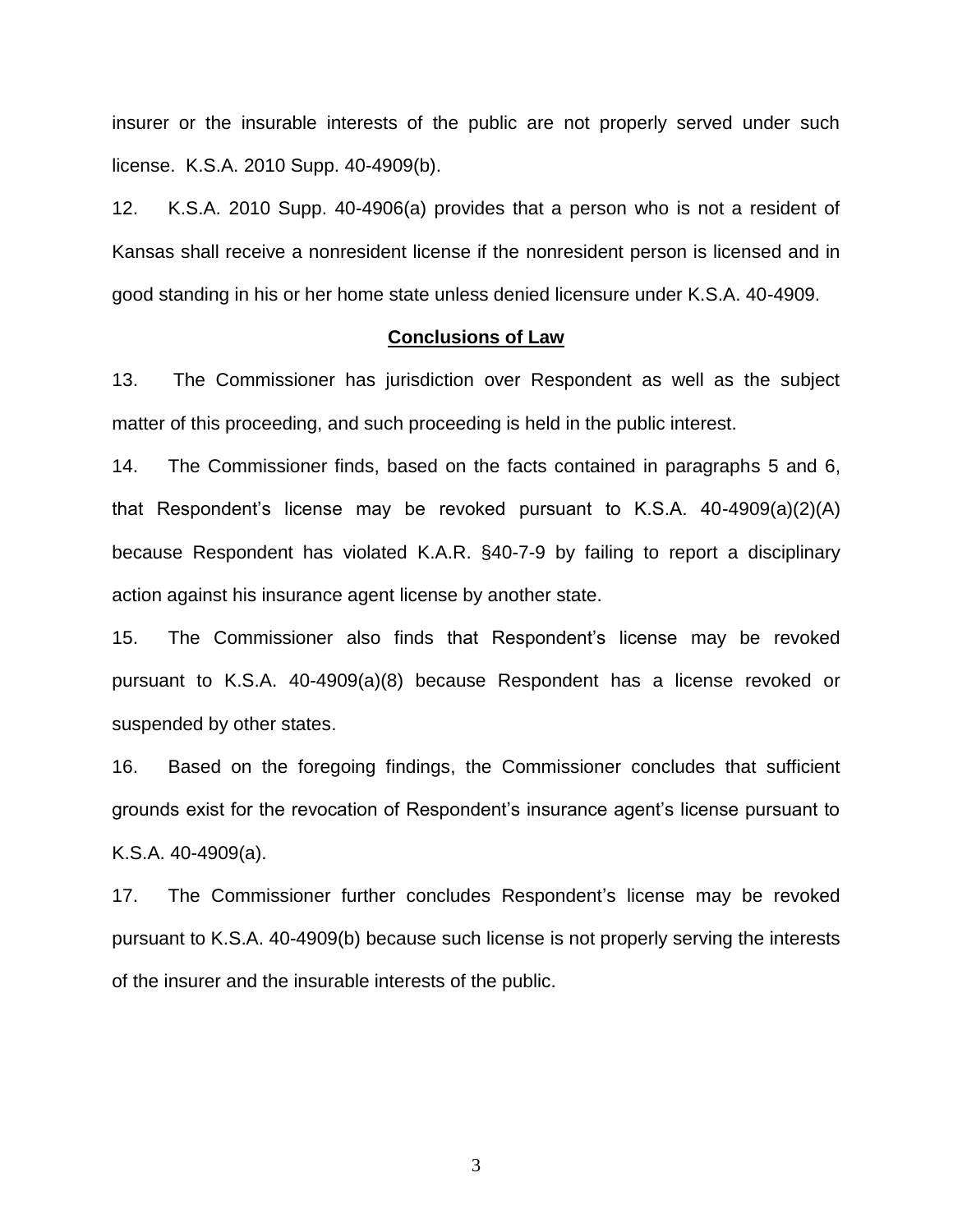insurer or the insurable interests of the public are not properly served under such license. K.S.A. 2010 Supp. 40-4909(b).

12. K.S.A. 2010 Supp. 40-4906(a) provides that a person who is not a resident of Kansas shall receive a nonresident license if the nonresident person is licensed and in good standing in his or her home state unless denied licensure under K.S.A. 40-4909.

## **Conclusions of Law**

13. The Commissioner has jurisdiction over Respondent as well as the subject matter of this proceeding, and such proceeding is held in the public interest.

14. The Commissioner finds, based on the facts contained in paragraphs 5 and 6, that Respondent's license may be revoked pursuant to K.S.A. 40-4909(a)(2)(A) because Respondent has violated K.A.R. §40-7-9 by failing to report a disciplinary action against his insurance agent license by another state.

15. The Commissioner also finds that Respondent's license may be revoked pursuant to K.S.A. 40-4909(a)(8) because Respondent has a license revoked or suspended by other states.

16. Based on the foregoing findings, the Commissioner concludes that sufficient grounds exist for the revocation of Respondent's insurance agent's license pursuant to K.S.A. 40-4909(a).

17. The Commissioner further concludes Respondent's license may be revoked pursuant to K.S.A. 40-4909(b) because such license is not properly serving the interests of the insurer and the insurable interests of the public.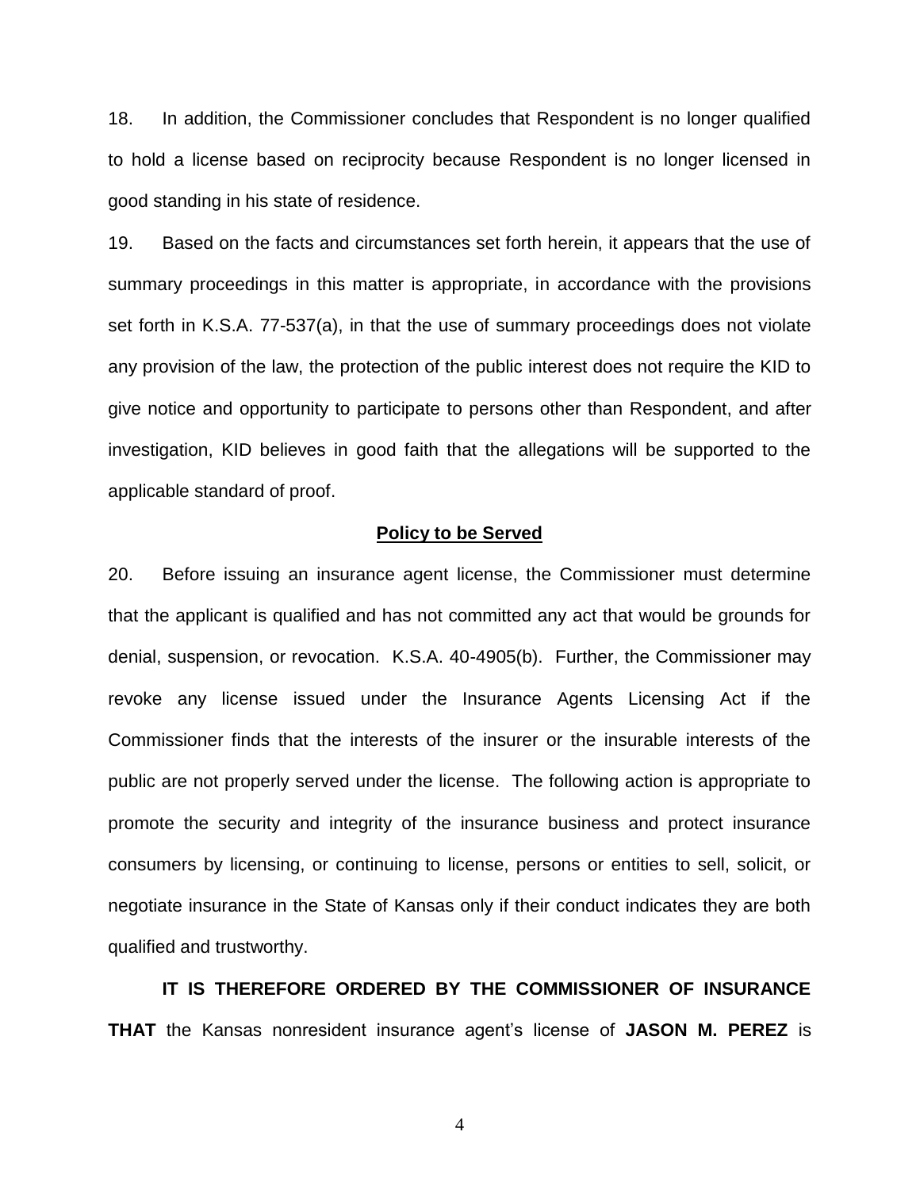18. In addition, the Commissioner concludes that Respondent is no longer qualified to hold a license based on reciprocity because Respondent is no longer licensed in good standing in his state of residence.

19. Based on the facts and circumstances set forth herein, it appears that the use of summary proceedings in this matter is appropriate, in accordance with the provisions set forth in K.S.A. 77-537(a), in that the use of summary proceedings does not violate any provision of the law, the protection of the public interest does not require the KID to give notice and opportunity to participate to persons other than Respondent, and after investigation, KID believes in good faith that the allegations will be supported to the applicable standard of proof.

**Policy to be Served**

20. Before issuing an insurance agent license, the Commissioner must determine that the applicant is qualified and has not committed any act that would be grounds for denial, suspension, or revocation. K.S.A. 40-4905(b). Further, the Commissioner may revoke any license issued under the Insurance Agents Licensing Act if the Commissioner finds that the interests of the insurer or the insurable interests of the public are not properly served under the license. The following action is appropriate to promote the security and integrity of the insurance business and protect insurance consumers by licensing, or continuing to license, persons or entities to sell, solicit, or negotiate insurance in the State of Kansas only if their conduct indicates they are both qualified and trustworthy.

**IT IS THEREFORE ORDERED BY THE COMMISSIONER OF INSURANCE THAT** the Kansas nonresident insurance agent's license of **JASON M. PEREZ** is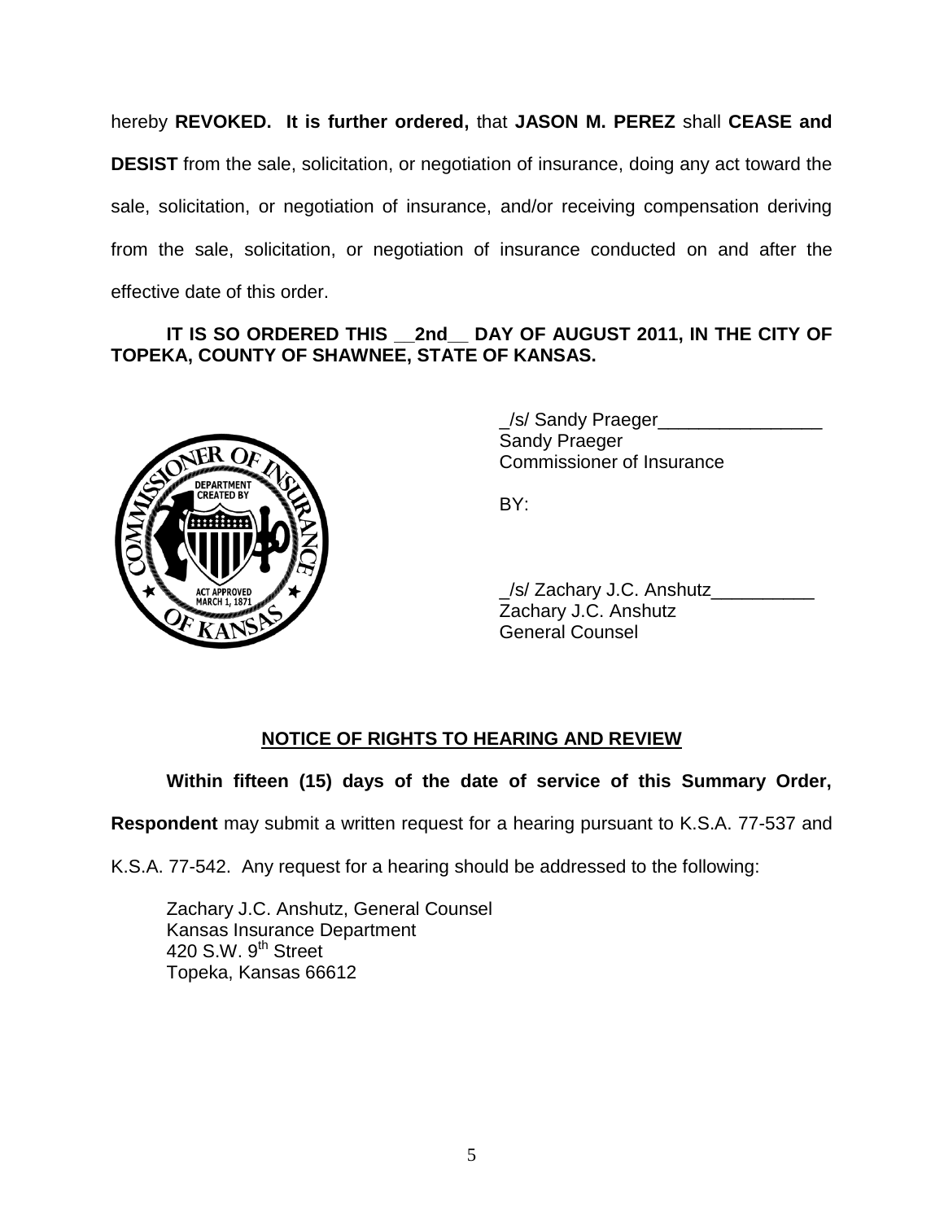hereby **REVOKED. It is further ordered,** that **JASON M. PEREZ** shall **CEASE and DESIST** from the sale, solicitation, or negotiation of insurance, doing any act toward the sale, solicitation, or negotiation of insurance, and/or receiving compensation deriving from the sale, solicitation, or negotiation of insurance conducted on and after the effective date of this order.

**IT IS SO ORDERED THIS __2nd__ DAY OF AUGUST 2011, IN THE CITY OF TOPEKA, COUNTY OF SHAWNEE, STATE OF KANSAS.**

_/s/ Sandy Praeger________________
Sandy Praeger
Commissioner of Insurance

BY:

_/s/ Zachary J.C. Anshutz__________
Zachary J.C. Anshutz
General Counsel

## NOTICE OF RIGHTS TO HEARING AND REVIEW

**Within fifteen (15) days of the date of service of this Summary Order, Respondent** may submit a written request for a hearing pursuant to K.S.A. 77-537 and K.S.A. 77-542. Any request for a hearing should be addressed to the following:

Zachary J.C. Anshutz, General Counsel
Kansas Insurance Department
420 S.W. 9th Street
Topeka, Kansas 66612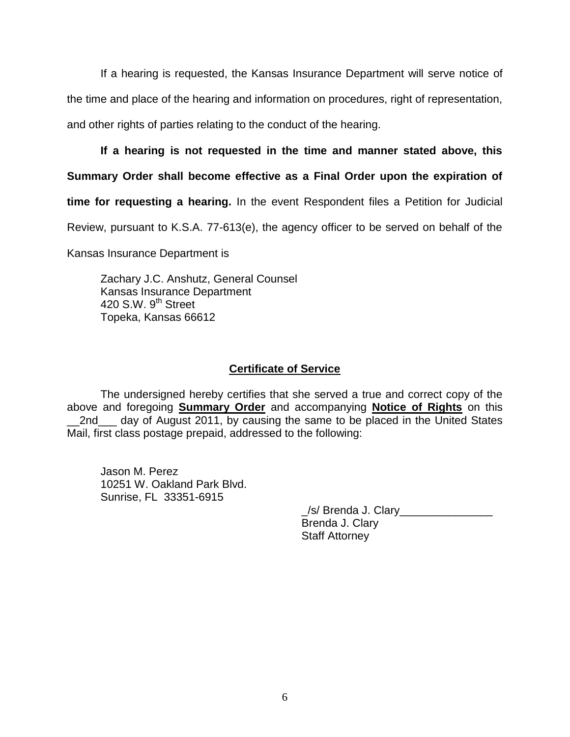If a hearing is requested, the Kansas Insurance Department will serve notice of the time and place of the hearing and information on procedures, right of representation, and other rights of parties relating to the conduct of the hearing.

**If a hearing is not requested in the time and manner stated above, this Summary Order shall become effective as a Final Order upon the expiration of time for requesting a hearing.** In the event Respondent files a Petition for Judicial Review, pursuant to K.S.A. 77-613(e), the agency officer to be served on behalf of the Kansas Insurance Department is

Zachary J.C. Anshutz, General Counsel
Kansas Insurance Department
420 S.W. 9th Street
Topeka, Kansas 66612

## Certificate of Service

The undersigned hereby certifies that she served a true and correct copy of the above and foregoing **Summary Order** and accompanying **Notice of Rights** on this __2nd___ day of August 2011, by causing the same to be placed in the United States Mail, first class postage prepaid, addressed to the following:

Jason M. Perez
10251 W. Oakland Park Blvd.
Sunrise, FL 33351-6915

_/s/ Brenda J. Clary_______________
Brenda J. Clary
Staff Attorney